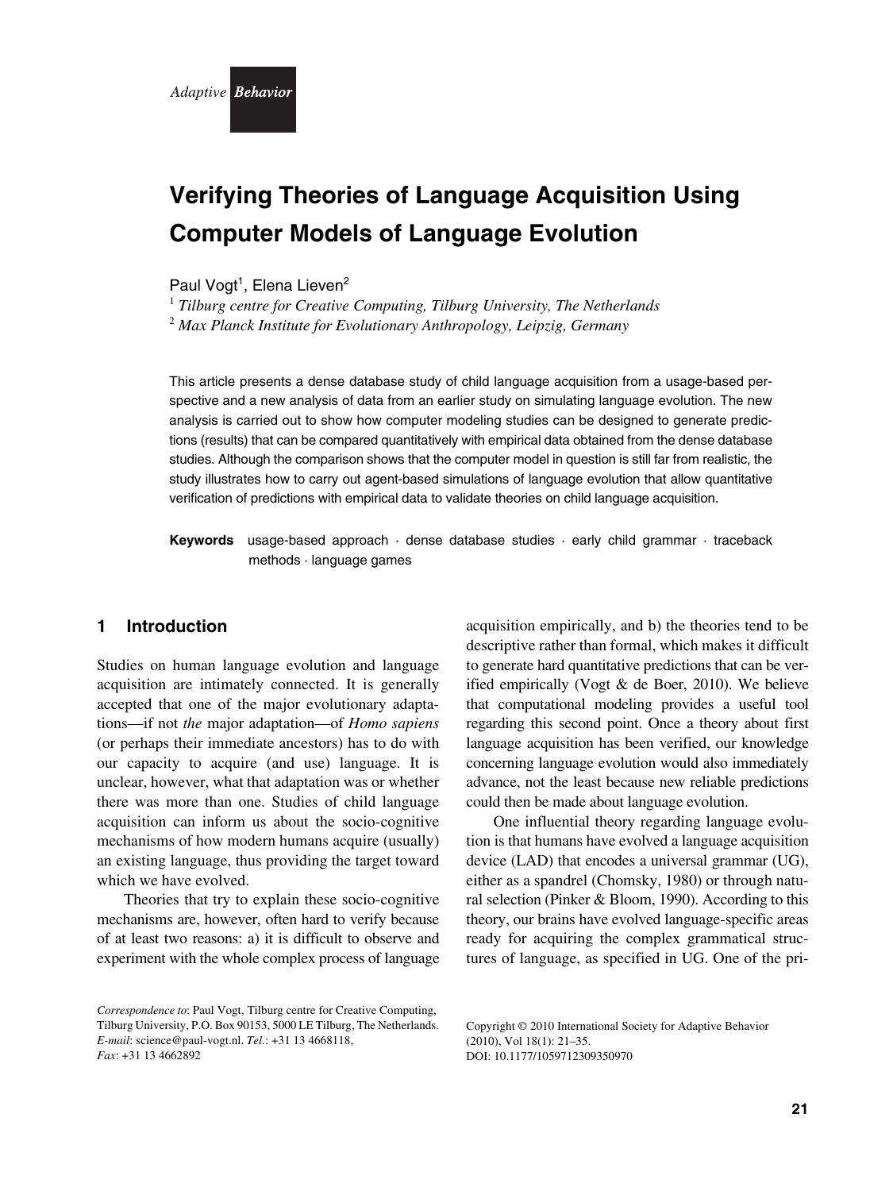# Verifying Theories of Language Acquisition Using Computer Models of Language Evolution

Paul Vogt[1], Elena Lieven[2]

[1] *Tilburg centre for Creative Computing, Tilburg University, The Netherlands*
[2] *Max Planck Institute for Evolutionary Anthropology, Leipzig, Germany*

This article presents a dense database study of child language acquisition from a usage-based perspective and a new analysis of data from an earlier study on simulating language evolution. The new analysis is carried out to show how computer modeling studies can be designed to generate predictions (results) that can be compared quantitatively with empirical data obtained from the dense database studies. Although the comparison shows that the computer model in question is still far from realistic, the study illustrates how to carry out agent-based simulations of language evolution that allow quantitative verification of predictions with empirical data to validate theories on child language acquisition.

**Keywords** usage-based approach · dense database studies · early child grammar · traceback methods · language games

## 1 Introduction

Studies on human language evolution and language acquisition are intimately connected. It is generally accepted that one of the major evolutionary adaptations—if not *the* major adaptation—of *Homo sapiens* (or perhaps their immediate ancestors) has to do with our capacity to acquire (and use) language. It is unclear, however, what that adaptation was or whether there was more than one. Studies of child language acquisition can inform us about the socio-cognitive mechanisms of how modern humans acquire (usually) an existing language, thus providing the target toward which we have evolved.

Theories that try to explain these socio-cognitive mechanisms are, however, often hard to verify because of at least two reasons: a) it is difficult to observe and experiment with the whole complex process of language acquisition empirically, and b) the theories tend to be descriptive rather than formal, which makes it difficult to generate hard quantitative predictions that can be verified empirically (Vogt & de Boer, 2010). We believe that computational modeling provides a useful tool regarding this second point. Once a theory about first language acquisition has been verified, our knowledge concerning language evolution would also immediately advance, not the least because new reliable predictions could then be made about language evolution.

One influential theory regarding language evolution is that humans have evolved a language acquisition device (LAD) that encodes a universal grammar (UG), either as a spandrel (Chomsky, 1980) or through natural selection (Pinker & Bloom, 1990). According to this theory, our brains have evolved language-specific areas ready for acquiring the complex grammatical structures of language, as specified in UG. One of the pri-

*Correspondence to*: Paul Vogt, Tilburg centre for Creative Computing, Tilburg University, P.O. Box 90153, 5000 LE Tilburg, The Netherlands. *E-mail*: science@paul-vogt.nl. *Tel.*: +31 13 4668118, *Fax*: +31 13 4662892

Copyright © 2010 International Society for Adaptive Behavior (2010), Vol 18(1): 21–35.
DOI: 10.1177/1059712309350970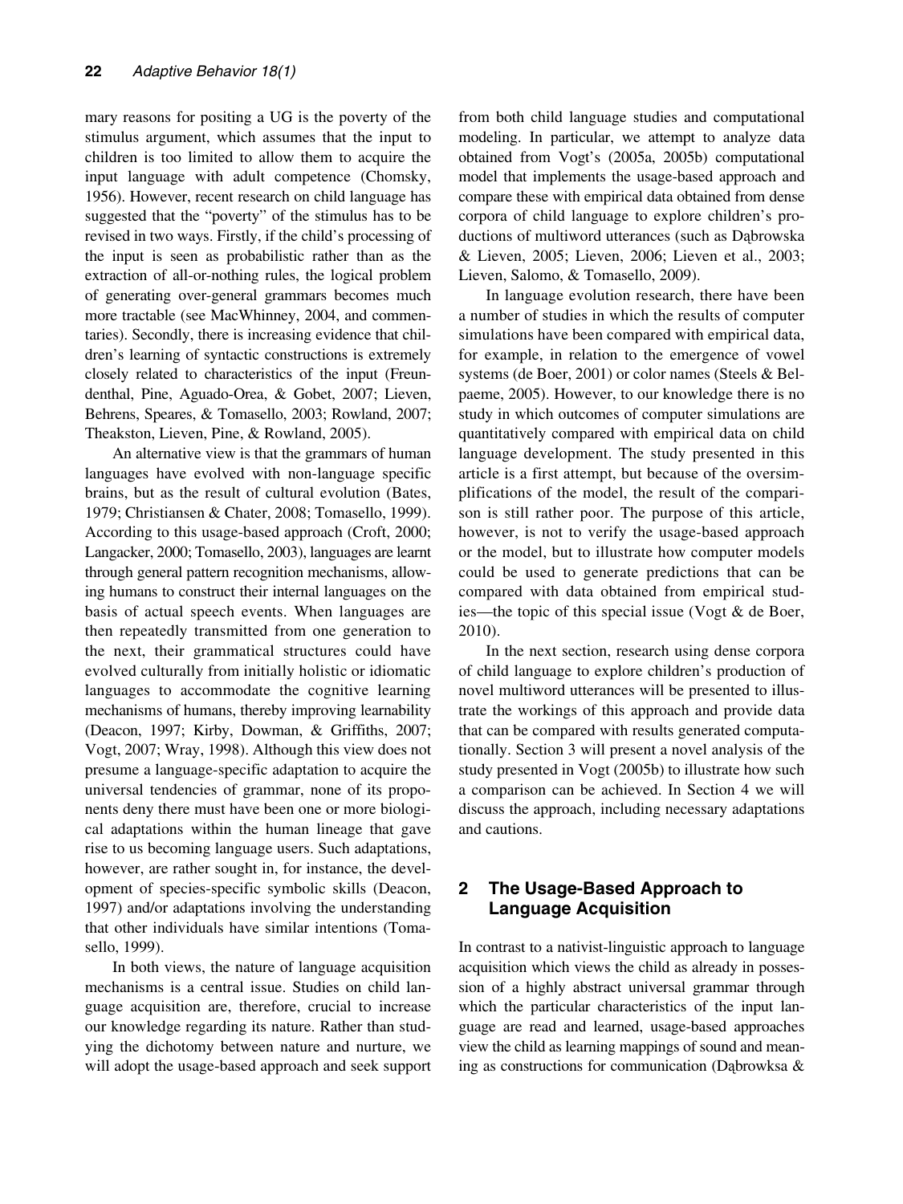mary reasons for positing a UG is the poverty of the stimulus argument, which assumes that the input to children is too limited to allow them to acquire the input language with adult competence (Chomsky, 1956). However, recent research on child language has suggested that the "poverty" of the stimulus has to be revised in two ways. Firstly, if the child's processing of the input is seen as probabilistic rather than as the extraction of all-or-nothing rules, the logical problem of generating over-general grammars becomes much more tractable (see MacWhinney, 2004, and commentaries). Secondly, there is increasing evidence that children's learning of syntactic constructions is extremely closely related to characteristics of the input (Freundenthal, Pine, Aguado-Orea, & Gobet, 2007; Lieven, Behrens, Speares, & Tomasello, 2003; Rowland, 2007; Theakston, Lieven, Pine, & Rowland, 2005).

An alternative view is that the grammars of human languages have evolved with non-language specific brains, but as the result of cultural evolution (Bates, 1979; Christiansen & Chater, 2008; Tomasello, 1999). According to this usage-based approach (Croft, 2000; Langacker, 2000; Tomasello, 2003), languages are learnt through general pattern recognition mechanisms, allowing humans to construct their internal languages on the basis of actual speech events. When languages are then repeatedly transmitted from one generation to the next, their grammatical structures could have evolved culturally from initially holistic or idiomatic languages to accommodate the cognitive learning mechanisms of humans, thereby improving learnability (Deacon, 1997; Kirby, Dowman, & Griffiths, 2007; Vogt, 2007; Wray, 1998). Although this view does not presume a language-specific adaptation to acquire the universal tendencies of grammar, none of its proponents deny there must have been one or more biological adaptations within the human lineage that gave rise to us becoming language users. Such adaptations, however, are rather sought in, for instance, the development of species-specific symbolic skills (Deacon, 1997) and/or adaptations involving the understanding that other individuals have similar intentions (Tomasello, 1999).

In both views, the nature of language acquisition mechanisms is a central issue. Studies on child language acquisition are, therefore, crucial to increase our knowledge regarding its nature. Rather than studying the dichotomy between nature and nurture, we will adopt the usage-based approach and seek support from both child language studies and computational modeling. In particular, we attempt to analyze data obtained from Vogt's (2005a, 2005b) computational model that implements the usage-based approach and compare these with empirical data obtained from dense corpora of child language to explore children's productions of multiword utterances (such as Dąbrowska & Lieven, 2005; Lieven, 2006; Lieven et al., 2003; Lieven, Salomo, & Tomasello, 2009).

In language evolution research, there have been a number of studies in which the results of computer simulations have been compared with empirical data, for example, in relation to the emergence of vowel systems (de Boer, 2001) or color names (Steels & Belpaeme, 2005). However, to our knowledge there is no study in which outcomes of computer simulations are quantitatively compared with empirical data on child language development. The study presented in this article is a first attempt, but because of the oversimplifications of the model, the result of the comparison is still rather poor. The purpose of this article, however, is not to verify the usage-based approach or the model, but to illustrate how computer models could be used to generate predictions that can be compared with data obtained from empirical studies—the topic of this special issue (Vogt & de Boer, 2010).

In the next section, research using dense corpora of child language to explore children's production of novel multiword utterances will be presented to illustrate the workings of this approach and provide data that can be compared with results generated computationally. Section 3 will present a novel analysis of the study presented in Vogt (2005b) to illustrate how such a comparison can be achieved. In Section 4 we will discuss the approach, including necessary adaptations and cautions.

## 2 The Usage-Based Approach to Language Acquisition

In contrast to a nativist-linguistic approach to language acquisition which views the child as already in possession of a highly abstract universal grammar through which the particular characteristics of the input language are read and learned, usage-based approaches view the child as learning mappings of sound and meaning as constructions for communication (Dąbrowksa &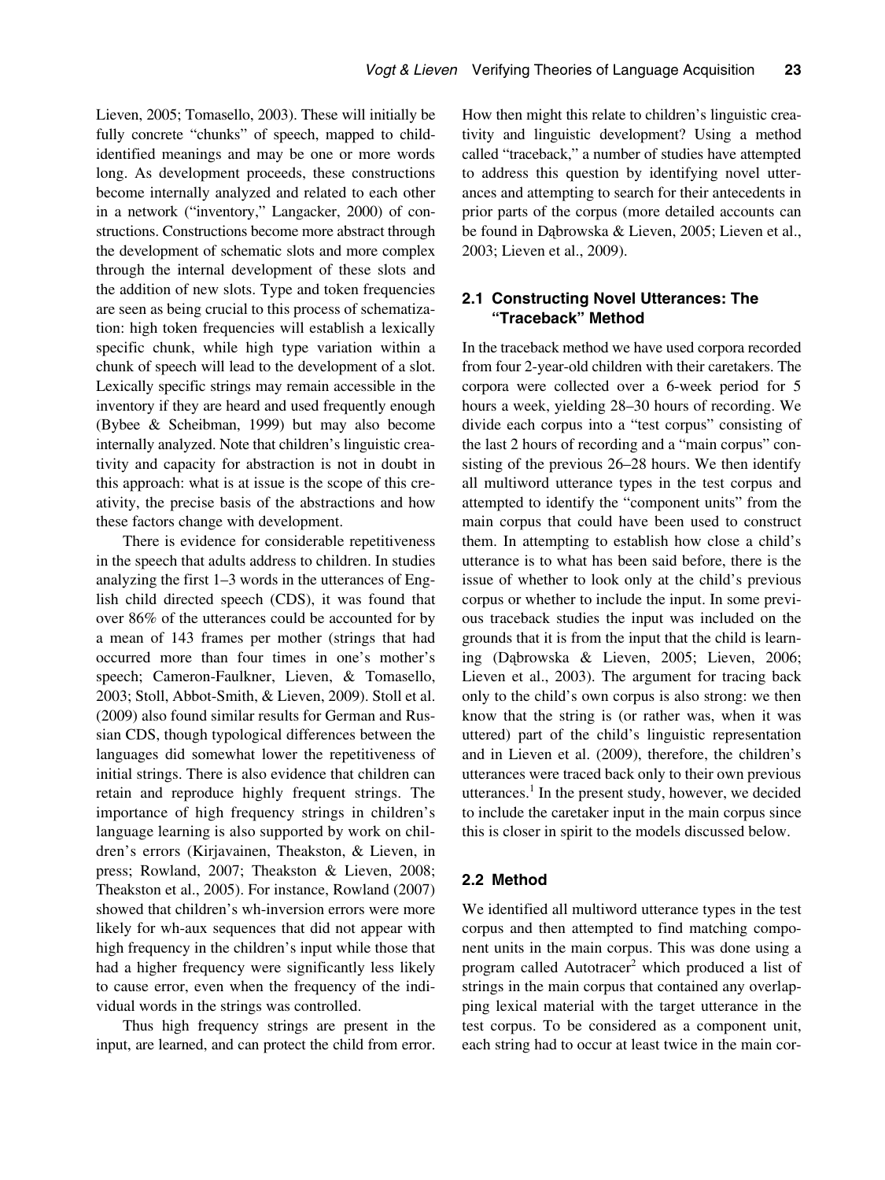Lieven, 2005; Tomasello, 2003). These will initially be fully concrete "chunks" of speech, mapped to child-identified meanings and may be one or more words long. As development proceeds, these constructions become internally analyzed and related to each other in a network ("inventory," Langacker, 2000) of constructions. Constructions become more abstract through the development of schematic slots and more complex through the internal development of these slots and the addition of new slots. Type and token frequencies are seen as being crucial to this process of schematization: high token frequencies will establish a lexically specific chunk, while high type variation within a chunk of speech will lead to the development of a slot. Lexically specific strings may remain accessible in the inventory if they are heard and used frequently enough (Bybee & Scheibman, 1999) but may also become internally analyzed. Note that children's linguistic creativity and capacity for abstraction is not in doubt in this approach: what is at issue is the scope of this creativity, the precise basis of the abstractions and how these factors change with development.

There is evidence for considerable repetitiveness in the speech that adults address to children. In studies analyzing the first 1–3 words in the utterances of English child directed speech (CDS), it was found that over 86% of the utterances could be accounted for by a mean of 143 frames per mother (strings that had occurred more than four times in one's mother's speech; Cameron-Faulkner, Lieven, & Tomasello, 2003; Stoll, Abbot-Smith, & Lieven, 2009). Stoll et al. (2009) also found similar results for German and Russian CDS, though typological differences between the languages did somewhat lower the repetitiveness of initial strings. There is also evidence that children can retain and reproduce highly frequent strings. The importance of high frequency strings in children's language learning is also supported by work on children's errors (Kirjavainen, Theakston, & Lieven, in press; Rowland, 2007; Theakston & Lieven, 2008; Theakston et al., 2005). For instance, Rowland (2007) showed that children's wh-inversion errors were more likely for wh-aux sequences that did not appear with high frequency in the children's input while those that had a higher frequency were significantly less likely to cause error, even when the frequency of the individual words in the strings was controlled.

Thus high frequency strings are present in the input, are learned, and can protect the child from error. How then might this relate to children's linguistic creativity and linguistic development? Using a method called "traceback," a number of studies have attempted to address this question by identifying novel utterances and attempting to search for their antecedents in prior parts of the corpus (more detailed accounts can be found in Dąbrowska & Lieven, 2005; Lieven et al., 2003; Lieven et al., 2009).

## 2.1 Constructing Novel Utterances: The "Traceback" Method

In the traceback method we have used corpora recorded from four 2-year-old children with their caretakers. The corpora were collected over a 6-week period for 5 hours a week, yielding 28–30 hours of recording. We divide each corpus into a "test corpus" consisting of the last 2 hours of recording and a "main corpus" consisting of the previous 26–28 hours. We then identify all multiword utterance types in the test corpus and attempted to identify the "component units" from the main corpus that could have been used to construct them. In attempting to establish how close a child's utterance is to what has been said before, there is the issue of whether to look only at the child's previous corpus or whether to include the input. In some previous traceback studies the input was included on the grounds that it is from the input that the child is learning (Dąbrowska & Lieven, 2005; Lieven, 2006; Lieven et al., 2003). The argument for tracing back only to the child's own corpus is also strong: we then know that the string is (or rather was, when it was uttered) part of the child's linguistic representation and in Lieven et al. (2009), therefore, the children's utterances were traced back only to their own previous utterances.[1] In the present study, however, we decided to include the caretaker input in the main corpus since this is closer in spirit to the models discussed below.

## 2.2 Method

We identified all multiword utterance types in the test corpus and then attempted to find matching component units in the main corpus. This was done using a program called Autotracer[2] which produced a list of strings in the main corpus that contained any overlapping lexical material with the target utterance in the test corpus. To be considered as a component unit, each string had to occur at least twice in the main cor-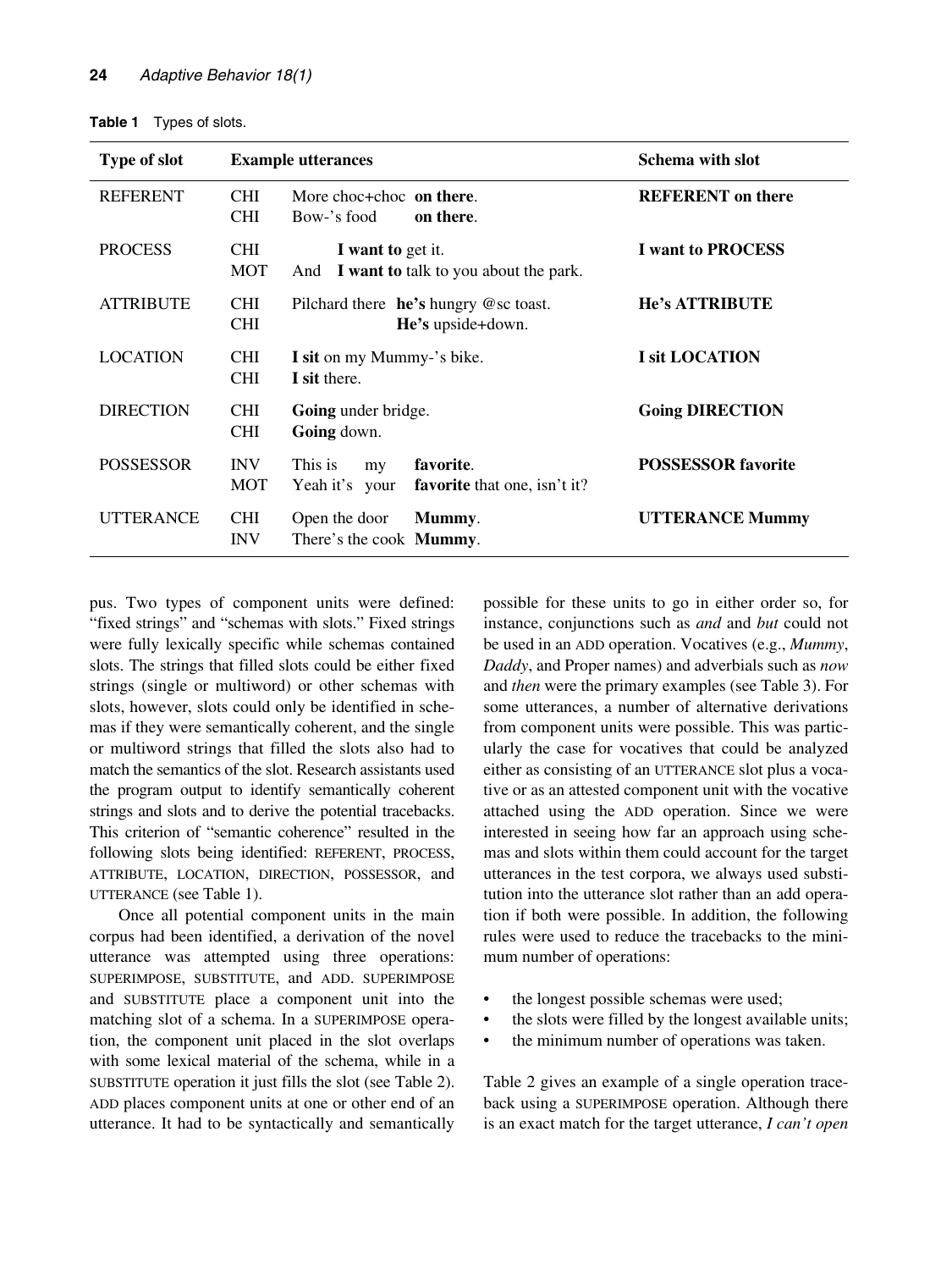**Table 1** Types of slots.

| Type of slot | Example utterances | | Schema with slot |
|---|---|---|---|
| REFERENT | CHI<br>CHI | More choc+choc **on there**.<br>Bow-'s food **on there**. | **REFERENT on there** |
| PROCESS | CHI<br>MOT | **I want to** get it.<br>And **I want to** talk to you about the park. | **I want to PROCESS** |
| ATTRIBUTE | CHI<br>CHI | Pilchard there **he's** hungry @sc toast.<br>**He's** upside+down. | **He's ATTRIBUTE** |
| LOCATION | CHI<br>CHI | **I sit** on my Mummy-'s bike.<br>**I sit** there. | **I sit LOCATION** |
| DIRECTION | CHI<br>CHI | **Going** under bridge.<br>**Going** down. | **Going DIRECTION** |
| POSSESSOR | INV<br>MOT | This is my **favorite**.<br>Yeah it's your **favorite** that one, isn't it? | **POSSESSOR favorite** |
| UTTERANCE | CHI<br>INV | Open the door **Mummy**.<br>There's the cook **Mummy**. | **UTTERANCE Mummy** |

pus. Two types of component units were defined: "fixed strings" and "schemas with slots." Fixed strings were fully lexically specific while schemas contained slots. The strings that filled slots could be either fixed strings (single or multiword) or other schemas with slots, however, slots could only be identified in schemas if they were semantically coherent, and the single or multiword strings that filled the slots also had to match the semantics of the slot. Research assistants used the program output to identify semantically coherent strings and slots and to derive the potential tracebacks. This criterion of "semantic coherence" resulted in the following slots being identified: REFERENT, PROCESS, ATTRIBUTE, LOCATION, DIRECTION, POSSESSOR, and UTTERANCE (see Table 1).

Once all potential component units in the main corpus had been identified, a derivation of the novel utterance was attempted using three operations: SUPERIMPOSE, SUBSTITUTE, and ADD. SUPERIMPOSE and SUBSTITUTE place a component unit into the matching slot of a schema. In a SUPERIMPOSE operation, the component unit placed in the slot overlaps with some lexical material of the schema, while in a SUBSTITUTE operation it just fills the slot (see Table 2). ADD places component units at one or other end of an utterance. It had to be syntactically and semantically possible for these units to go in either order so, for instance, conjunctions such as *and* and *but* could not be used in an ADD operation. Vocatives (e.g., *Mummy*, *Daddy*, and Proper names) and adverbials such as *now* and *then* were the primary examples (see Table 3). For some utterances, a number of alternative derivations from component units were possible. This was particularly the case for vocatives that could be analyzed either as consisting of an UTTERANCE slot plus a vocative or as an attested component unit with the vocative attached using the ADD operation. Since we were interested in seeing how far an approach using schemas and slots within them could account for the target utterances in the test corpora, we always used substitution into the utterance slot rather than an add operation if both were possible. In addition, the following rules were used to reduce the tracebacks to the minimum number of operations:

- the longest possible schemas were used;
- the slots were filled by the longest available units;
- the minimum number of operations was taken.

Table 2 gives an example of a single operation traceback using a SUPERIMPOSE operation. Although there is an exact match for the target utterance, *I can't open*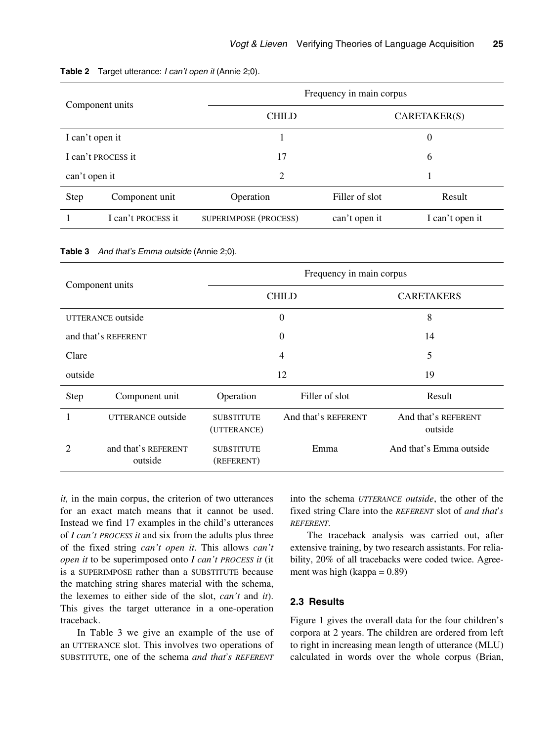**Table 2** Target utterance: *I can't open it* (Annie 2;0).

| Component units | | Frequency in main corpus | | |
|---|---|---|---|---|
| | | CHILD | | CARETAKER(S) |
| I can't open it | | 1 | | 0 |
| I can't PROCESS it | | 17 | | 6 |
| can't open it | | 2 | | 1 |
| **Step** | **Component unit** | **Operation** | **Filler of slot** | **Result** |
| 1 | I can't PROCESS it | SUPERIMPOSE (PROCESS) | can't open it | I can't open it |

**Table 3** *And that's Emma outside* (Annie 2;0).

| Component units | | Frequency in main corpus | | |
|---|---|---|---|---|
| | | CHILD | | CARETAKERS |
| UTTERANCE outside | | 0 | | 8 |
| and that's REFERENT | | 0 | | 14 |
| Clare | | 4 | | 5 |
| outside | | 12 | | 19 |
| **Step** | **Component unit** | **Operation** | **Filler of slot** | **Result** |
| 1 | UTTERANCE outside | SUBSTITUTE (UTTERANCE) | And that's REFERENT | And that's REFERENT outside |
| 2 | and that's REFERENT outside | SUBSTITUTE (REFERENT) | Emma | And that's Emma outside |

*it,* in the main corpus, the criterion of two utterances for an exact match means that it cannot be used. Instead we find 17 examples in the child's utterances of *I can't PROCESS it* and six from the adults plus three of the fixed string *can't open it*. This allows *can't open it* to be superimposed onto *I can't PROCESS it* (it is a SUPERIMPOSE rather than a SUBSTITUTE because the matching string shares material with the schema, the lexemes to either side of the slot, *can't* and *it*). This gives the target utterance in a one-operation traceback.

In Table 3 we give an example of the use of an UTTERANCE slot. This involves two operations of SUBSTITUTE, one of the schema *and that's REFERENT* into the schema *UTTERANCE outside*, the other of the fixed string Clare into the *REFERENT* slot of *and that's REFERENT*.

The traceback analysis was carried out, after extensive training, by two research assistants. For reliability, 20% of all tracebacks were coded twice. Agreement was high (kappa = 0.89)

## 2.3 Results

Figure 1 gives the overall data for the four children's corpora at 2 years. The children are ordered from left to right in increasing mean length of utterance (MLU) calculated in words over the whole corpus (Brian,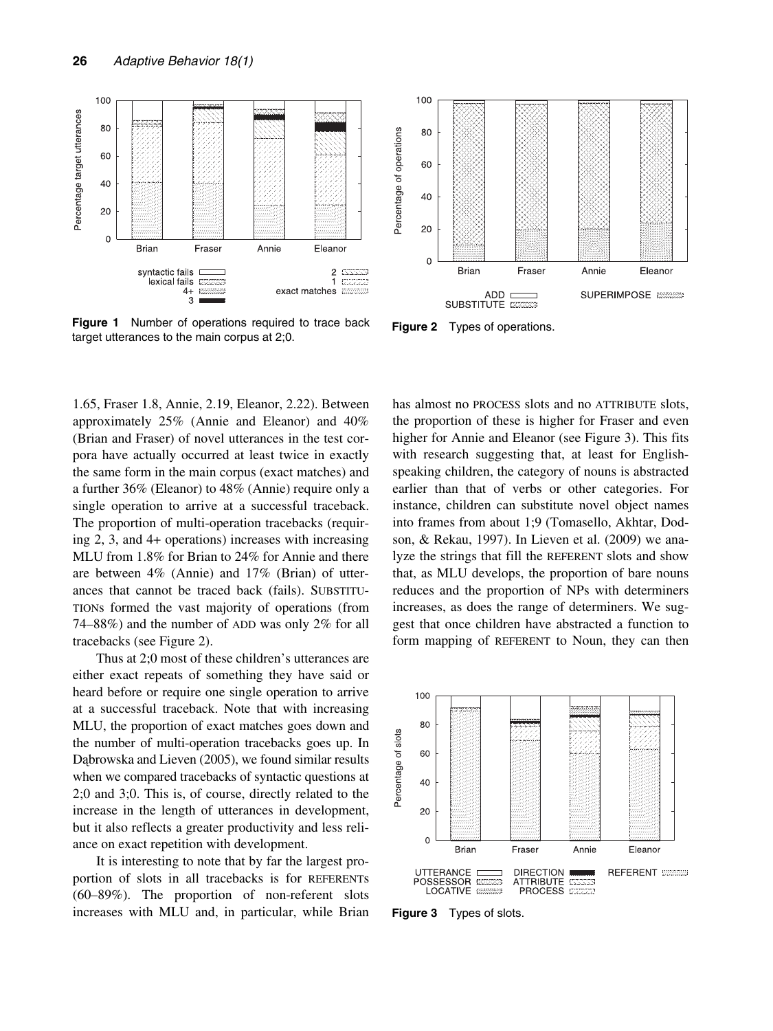**Figure 1** Number of operations required to trace back target utterances to the main corpus at 2;0.

**Figure 2** Types of operations.

1.65, Fraser 1.8, Annie, 2.19, Eleanor, 2.22). Between approximately 25% (Annie and Eleanor) and 40% (Brian and Fraser) of novel utterances in the test corpora have actually occurred at least twice in exactly the same form in the main corpus (exact matches) and a further 36% (Eleanor) to 48% (Annie) require only a single operation to arrive at a successful traceback. The proportion of multi-operation tracebacks (requiring 2, 3, and 4+ operations) increases with increasing MLU from 1.8% for Brian to 24% for Annie and there are between 4% (Annie) and 17% (Brian) of utterances that cannot be traced back (fails). SUBSTITUTIONs formed the vast majority of operations (from 74–88%) and the number of ADD was only 2% for all tracebacks (see Figure 2).

Thus at 2;0 most of these children's utterances are either exact repeats of something they have said or heard before or require one single operation to arrive at a successful traceback. Note that with increasing MLU, the proportion of exact matches goes down and the number of multi-operation tracebacks goes up. In Dąbrowska and Lieven (2005), we found similar results when we compared tracebacks of syntactic questions at 2;0 and 3;0. This is, of course, directly related to the increase in the length of utterances in development, but it also reflects a greater productivity and less reliance on exact repetition with development.

It is interesting to note that by far the largest proportion of slots in all tracebacks is for REFERENTs (60–89%). The proportion of non-referent slots increases with MLU and, in particular, while Brian has almost no PROCESS slots and no ATTRIBUTE slots, the proportion of these is higher for Fraser and even higher for Annie and Eleanor (see Figure 3). This fits with research suggesting that, at least for English-speaking children, the category of nouns is abstracted earlier than that of verbs or other categories. For instance, children can substitute novel object names into frames from about 1;9 (Tomasello, Akhtar, Dodson, & Rekau, 1997). In Lieven et al. (2009) we analyze the strings that fill the REFERENT slots and show that, as MLU develops, the proportion of bare nouns reduces and the proportion of NPs with determiners increases, as does the range of determiners. We suggest that once children have abstracted a function to form mapping of REFERENT to Noun, they can then

**Figure 3** Types of slots.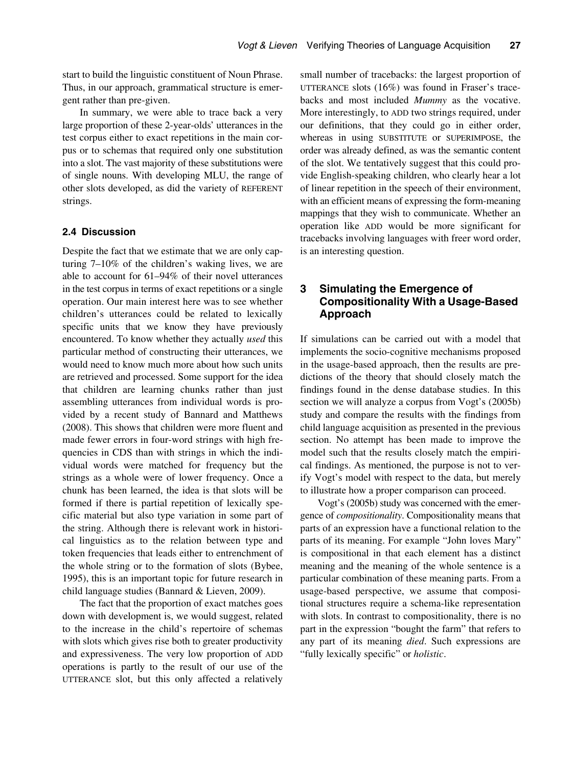start to build the linguistic constituent of Noun Phrase. Thus, in our approach, grammatical structure is emergent rather than pre-given.

In summary, we were able to trace back a very large proportion of these 2-year-olds' utterances in the test corpus either to exact repetitions in the main corpus or to schemas that required only one substitution into a slot. The vast majority of these substitutions were of single nouns. With developing MLU, the range of other slots developed, as did the variety of REFERENT strings.

### 2.4 Discussion

Despite the fact that we estimate that we are only capturing 7–10% of the children's waking lives, we are able to account for 61–94% of their novel utterances in the test corpus in terms of exact repetitions or a single operation. Our main interest here was to see whether children's utterances could be related to lexically specific units that we know they have previously encountered. To know whether they actually *used* this particular method of constructing their utterances, we would need to know much more about how such units are retrieved and processed. Some support for the idea that children are learning chunks rather than just assembling utterances from individual words is provided by a recent study of Bannard and Matthews (2008). This shows that children were more fluent and made fewer errors in four-word strings with high frequencies in CDS than with strings in which the individual words were matched for frequency but the strings as a whole were of lower frequency. Once a chunk has been learned, the idea is that slots will be formed if there is partial repetition of lexically specific material but also type variation in some part of the string. Although there is relevant work in historical linguistics as to the relation between type and token frequencies that leads either to entrenchment of the whole string or to the formation of slots (Bybee, 1995), this is an important topic for future research in child language studies (Bannard & Lieven, 2009).

The fact that the proportion of exact matches goes down with development is, we would suggest, related to the increase in the child's repertoire of schemas with slots which gives rise both to greater productivity and expressiveness. The very low proportion of ADD operations is partly to the result of our use of the UTTERANCE slot, but this only affected a relatively small number of tracebacks: the largest proportion of UTTERANCE slots (16%) was found in Fraser's tracebacks and most included *Mummy* as the vocative. More interestingly, to ADD two strings required, under our definitions, that they could go in either order, whereas in using SUBSTITUTE or SUPERIMPOSE, the order was already defined, as was the semantic content of the slot. We tentatively suggest that this could provide English-speaking children, who clearly hear a lot of linear repetition in the speech of their environment, with an efficient means of expressing the form-meaning mappings that they wish to communicate. Whether an operation like ADD would be more significant for tracebacks involving languages with freer word order, is an interesting question.

## 3 Simulating the Emergence of Compositionality With a Usage-Based Approach

If simulations can be carried out with a model that implements the socio-cognitive mechanisms proposed in the usage-based approach, then the results are predictions of the theory that should closely match the findings found in the dense database studies. In this section we will analyze a corpus from Vogt's (2005b) study and compare the results with the findings from child language acquisition as presented in the previous section. No attempt has been made to improve the model such that the results closely match the empirical findings. As mentioned, the purpose is not to verify Vogt's model with respect to the data, but merely to illustrate how a proper comparison can proceed.

Vogt's (2005b) study was concerned with the emergence of *compositionality*. Compositionality means that parts of an expression have a functional relation to the parts of its meaning. For example "John loves Mary" is compositional in that each element has a distinct meaning and the meaning of the whole sentence is a particular combination of these meaning parts. From a usage-based perspective, we assume that compositional structures require a schema-like representation with slots. In contrast to compositionality, there is no part in the expression "bought the farm" that refers to any part of its meaning *died*. Such expressions are "fully lexically specific" or *holistic*.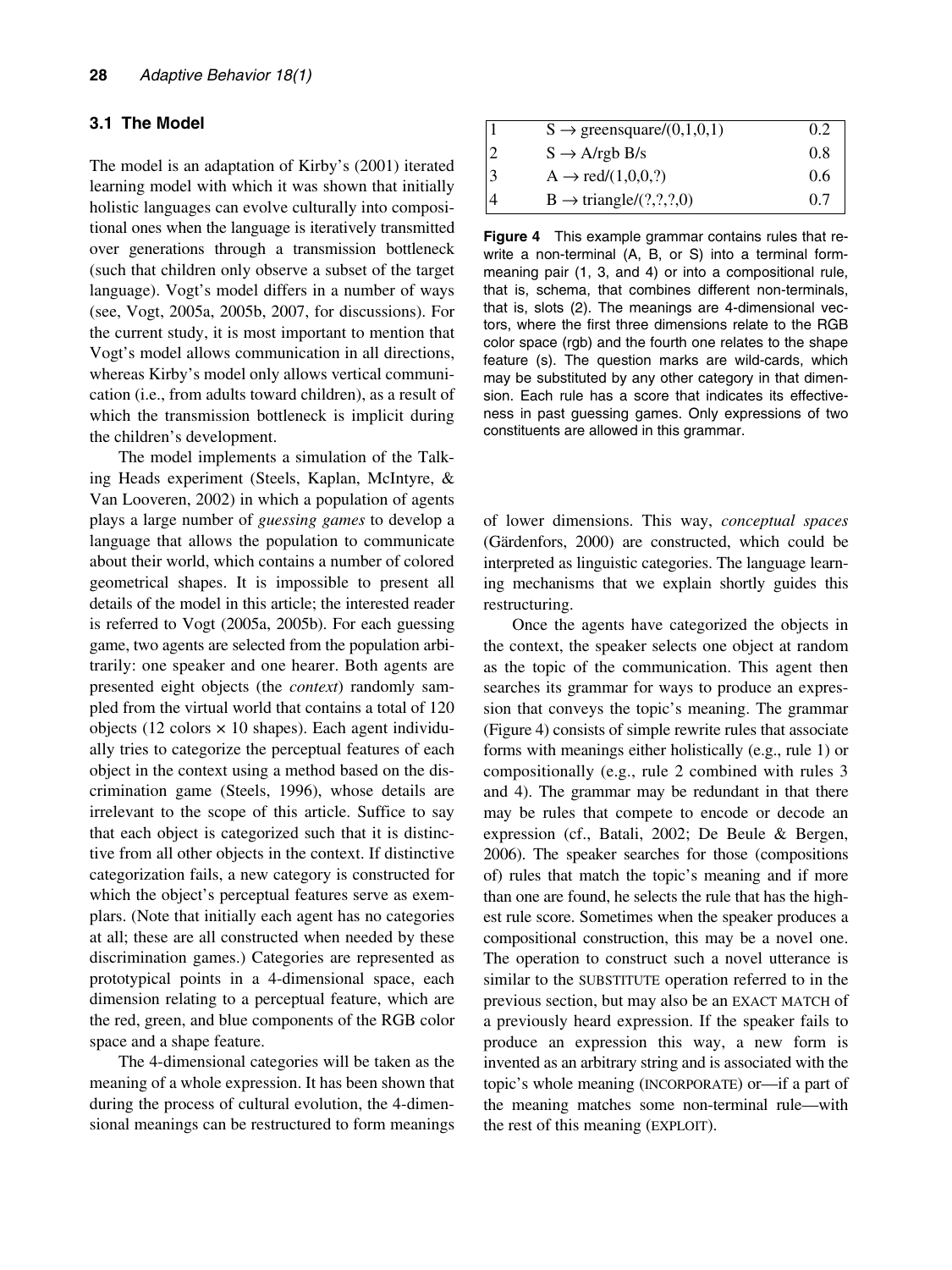### 3.1 The Model

The model is an adaptation of Kirby's (2001) iterated learning model with which it was shown that initially holistic languages can evolve culturally into compositional ones when the language is iteratively transmitted over generations through a transmission bottleneck (such that children only observe a subset of the target language). Vogt's model differs in a number of ways (see, Vogt, 2005a, 2005b, 2007, for discussions). For the current study, it is most important to mention that Vogt's model allows communication in all directions, whereas Kirby's model only allows vertical communication (i.e., from adults toward children), as a result of which the transmission bottleneck is implicit during the children's development.

The model implements a simulation of the Talking Heads experiment (Steels, Kaplan, McIntyre, & Van Looveren, 2002) in which a population of agents plays a large number of *guessing games* to develop a language that allows the population to communicate about their world, which contains a number of colored geometrical shapes. It is impossible to present all details of the model in this article; the interested reader is referred to Vogt (2005a, 2005b). For each guessing game, two agents are selected from the population arbitrarily: one speaker and one hearer. Both agents are presented eight objects (the *context*) randomly sampled from the virtual world that contains a total of 120 objects (12 colors × 10 shapes). Each agent individually tries to categorize the perceptual features of each object in the context using a method based on the discrimination game (Steels, 1996), whose details are irrelevant to the scope of this article. Suffice to say that each object is categorized such that it is distinctive from all other objects in the context. If distinctive categorization fails, a new category is constructed for which the object's perceptual features serve as exemplars. (Note that initially each agent has no categories at all; these are all constructed when needed by these discrimination games.) Categories are represented as prototypical points in a 4-dimensional space, each dimension relating to a perceptual feature, which are the red, green, and blue components of the RGB color space and a shape feature.

The 4-dimensional categories will be taken as the meaning of a whole expression. It has been shown that during the process of cultural evolution, the 4-dimensional meanings can be restructured to form meanings of lower dimensions. This way, *conceptual spaces* (Gärdenfors, 2000) are constructed, which could be interpreted as linguistic categories. The language learning mechanisms that we explain shortly guides this restructuring.

| | | |
|---|---|---|
| 1 | S → greensquare/(0,1,0,1) | 0.2 |
| 2 | S → A/rgb B/s | 0.8 |
| 3 | A → red/(1,0,0,?) | 0.6 |
| 4 | B → triangle/(?,?,?,0) | 0.7 |

**Figure 4** This example grammar contains rules that rewrite a non-terminal (A, B, or S) into a terminal form-meaning pair (1, 3, and 4) or into a compositional rule, that is, schema, that combines different non-terminals, that is, slots (2). The meanings are 4-dimensional vectors, where the first three dimensions relate to the RGB color space (rgb) and the fourth one relates to the shape feature (s). The question marks are wild-cards, which may be substituted by any other category in that dimension. Each rule has a score that indicates its effectiveness in past guessing games. Only expressions of two constituents are allowed in this grammar.

Once the agents have categorized the objects in the context, the speaker selects one object at random as the topic of the communication. This agent then searches its grammar for ways to produce an expression that conveys the topic's meaning. The grammar (Figure 4) consists of simple rewrite rules that associate forms with meanings either holistically (e.g., rule 1) or compositionally (e.g., rule 2 combined with rules 3 and 4). The grammar may be redundant in that there may be rules that compete to encode or decode an expression (cf., Batali, 2002; De Beule & Bergen, 2006). The speaker searches for those (compositions of) rules that match the topic's meaning and if more than one are found, he selects the rule that has the highest rule score. Sometimes when the speaker produces a compositional construction, this may be a novel one. The operation to construct such a novel utterance is similar to the SUBSTITUTE operation referred to in the previous section, but may also be an EXACT MATCH of a previously heard expression. If the speaker fails to produce an expression this way, a new form is invented as an arbitrary string and is associated with the topic's whole meaning (INCORPORATE) or—if a part of the meaning matches some non-terminal rule—with the rest of this meaning (EXPLOIT).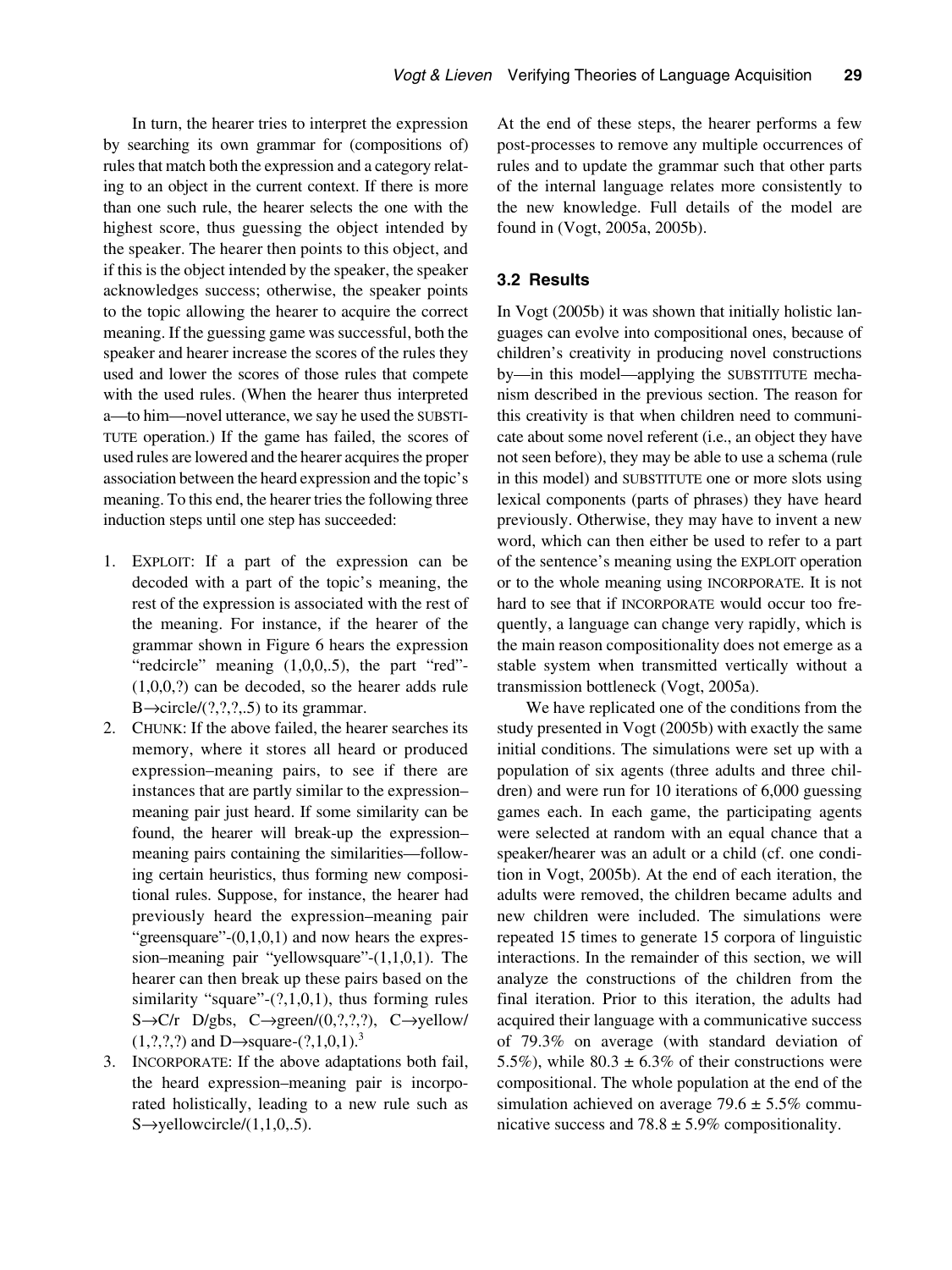In turn, the hearer tries to interpret the expression by searching its own grammar for (compositions of) rules that match both the expression and a category relating to an object in the current context. If there is more than one such rule, the hearer selects the one with the highest score, thus guessing the object intended by the speaker. The hearer then points to this object, and if this is the object intended by the speaker, the speaker acknowledges success; otherwise, the speaker points to the topic allowing the hearer to acquire the correct meaning. If the guessing game was successful, both the speaker and hearer increase the scores of the rules they used and lower the scores of those rules that compete with the used rules. (When the hearer thus interpreted a—to him—novel utterance, we say he used the SUBSTITUTE operation.) If the game has failed, the scores of used rules are lowered and the hearer acquires the proper association between the heard expression and the topic's meaning. To this end, the hearer tries the following three induction steps until one step has succeeded:

1. EXPLOIT: If a part of the expression can be decoded with a part of the topic's meaning, the rest of the expression is associated with the rest of the meaning. For instance, if the hearer of the grammar shown in Figure 6 hears the expression "redcircle" meaning (1,0,0,.5), the part "red"-(1,0,0,?) can be decoded, so the hearer adds rule B→circle/(?,?,?,.5) to its grammar.
2. CHUNK: If the above failed, the hearer searches its memory, where it stores all heard or produced expression–meaning pairs, to see if there are instances that are partly similar to the expression–meaning pair just heard. If some similarity can be found, the hearer will break-up the expression–meaning pairs containing the similarities—following certain heuristics, thus forming new compositional rules. Suppose, for instance, the hearer had previously heard the expression–meaning pair "greensquare"-(0,1,0,1) and now hears the expression–meaning pair "yellowsquare"-(1,1,0,1). The hearer can then break up these pairs based on the similarity "square"-(?,1,0,1), thus forming rules S→C/r D/gbs, C→green/(0,?,?,?), C→yellow/(1,?,?,?) and D→square-(?,1,0,1).[3]
3. INCORPORATE: If the above adaptations both fail, the heard expression–meaning pair is incorporated holistically, leading to a new rule such as S→yellowcircle/(1,1,0,.5).

At the end of these steps, the hearer performs a few post-processes to remove any multiple occurrences of rules and to update the grammar such that other parts of the internal language relates more consistently to the new knowledge. Full details of the model are found in (Vogt, 2005a, 2005b).

### 3.2 Results

In Vogt (2005b) it was shown that initially holistic languages can evolve into compositional ones, because of children's creativity in producing novel constructions by—in this model—applying the SUBSTITUTE mechanism described in the previous section. The reason for this creativity is that when children need to communicate about some novel referent (i.e., an object they have not seen before), they may be able to use a schema (rule in this model) and SUBSTITUTE one or more slots using lexical components (parts of phrases) they have heard previously. Otherwise, they may have to invent a new word, which can then either be used to refer to a part of the sentence's meaning using the EXPLOIT operation or to the whole meaning using INCORPORATE. It is not hard to see that if INCORPORATE would occur too frequently, a language can change very rapidly, which is the main reason compositionality does not emerge as a stable system when transmitted vertically without a transmission bottleneck (Vogt, 2005a).

We have replicated one of the conditions from the study presented in Vogt (2005b) with exactly the same initial conditions. The simulations were set up with a population of six agents (three adults and three children) and were run for 10 iterations of 6,000 guessing games each. In each game, the participating agents were selected at random with an equal chance that a speaker/hearer was an adult or a child (cf. one condition in Vogt, 2005b). At the end of each iteration, the adults were removed, the children became adults and new children were included. The simulations were repeated 15 times to generate 15 corpora of linguistic interactions. In the remainder of this section, we will analyze the constructions of the children from the final iteration. Prior to this iteration, the adults had acquired their language with a communicative success of 79.3% on average (with standard deviation of 5.5%), while 80.3 ± 6.3% of their constructions were compositional. The whole population at the end of the simulation achieved on average 79.6 ± 5.5% communicative success and 78.8 ± 5.9% compositionality.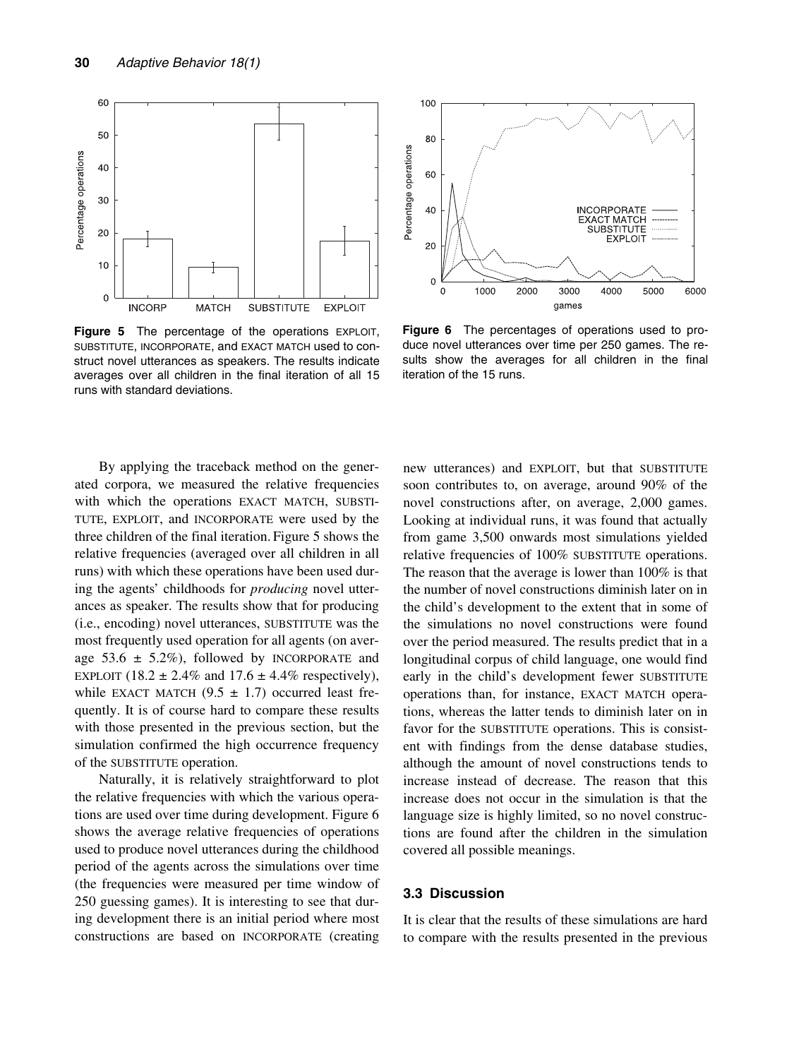Figure 5 The percentage of the operations EXPLOIT, SUBSTITUTE, INCORPORATE, and EXACT MATCH used to construct novel utterances as speakers. The results indicate averages over all children in the final iteration of all 15 runs with standard deviations.

Figure 6 The percentages of operations used to produce novel utterances over time per 250 games. The results show the averages for all children in the final iteration of the 15 runs.

By applying the traceback method on the generated corpora, we measured the relative frequencies with which the operations EXACT MATCH, SUBSTITUTE, EXPLOIT, and INCORPORATE were used by the three children of the final iteration. Figure 5 shows the relative frequencies (averaged over all children in all runs) with which these operations have been used during the agents' childhoods for *producing* novel utterances as speaker. The results show that for producing (i.e., encoding) novel utterances, SUBSTITUTE was the most frequently used operation for all agents (on average 53.6 ± 5.2%), followed by INCORPORATE and EXPLOIT (18.2 ± 2.4% and 17.6 ± 4.4% respectively), while EXACT MATCH (9.5 ± 1.7) occurred least frequently. It is of course hard to compare these results with those presented in the previous section, but the simulation confirmed the high occurrence frequency of the SUBSTITUTE operation.

Naturally, it is relatively straightforward to plot the relative frequencies with which the various operations are used over time during development. Figure 6 shows the average relative frequencies of operations used to produce novel utterances during the childhood period of the agents across the simulations over time (the frequencies were measured per time window of 250 guessing games). It is interesting to see that during development there is an initial period where most constructions are based on INCORPORATE (creating new utterances) and EXPLOIT, but that SUBSTITUTE soon contributes to, on average, around 90% of the novel constructions after, on average, 2,000 games. Looking at individual runs, it was found that actually from game 3,500 onwards most simulations yielded relative frequencies of 100% SUBSTITUTE operations. The reason that the average is lower than 100% is that the number of novel constructions diminish later on in the child's development to the extent that in some of the simulations no novel constructions were found over the period measured. The results predict that in a longitudinal corpus of child language, one would find early in the child's development fewer SUBSTITUTE operations than, for instance, EXACT MATCH operations, whereas the latter tends to diminish later on in favor for the SUBSTITUTE operations. This is consistent with findings from the dense database studies, although the amount of novel constructions tends to increase instead of decrease. The reason that this increase does not occur in the simulation is that the language size is highly limited, so no novel constructions are found after the children in the simulation covered all possible meanings.

### 3.3 Discussion

It is clear that the results of these simulations are hard to compare with the results presented in the previous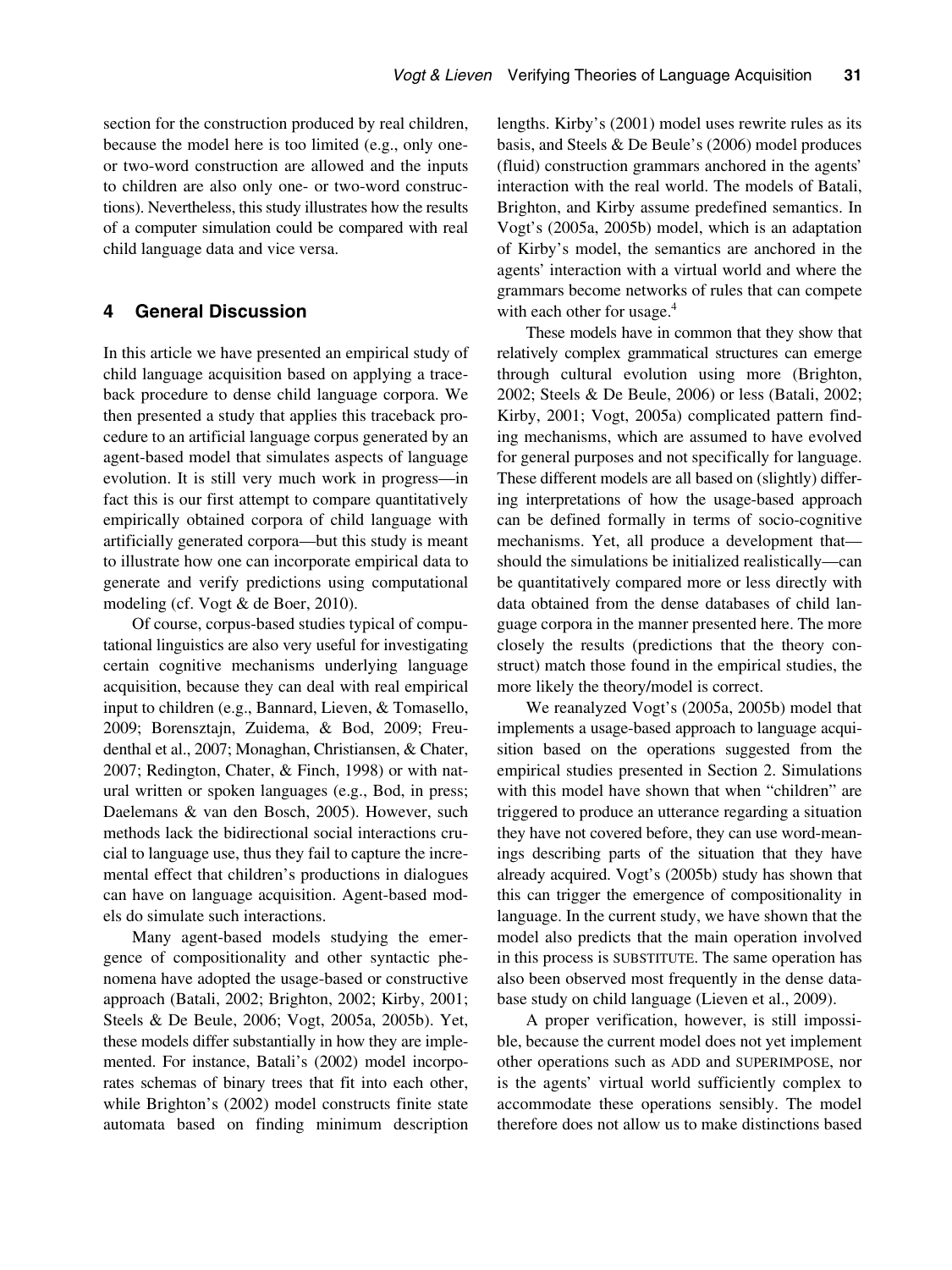section for the construction produced by real children, because the model here is too limited (e.g., only one- or two-word construction are allowed and the inputs to children are also only one- or two-word constructions). Nevertheless, this study illustrates how the results of a computer simulation could be compared with real child language data and vice versa.

## 4 General Discussion

In this article we have presented an empirical study of child language acquisition based on applying a traceback procedure to dense child language corpora. We then presented a study that applies this traceback procedure to an artificial language corpus generated by an agent-based model that simulates aspects of language evolution. It is still very much work in progress—in fact this is our first attempt to compare quantitatively empirically obtained corpora of child language with artificially generated corpora—but this study is meant to illustrate how one can incorporate empirical data to generate and verify predictions using computational modeling (cf. Vogt & de Boer, 2010).

Of course, corpus-based studies typical of computational linguistics are also very useful for investigating certain cognitive mechanisms underlying language acquisition, because they can deal with real empirical input to children (e.g., Bannard, Lieven, & Tomasello, 2009; Borensztajn, Zuidema, & Bod, 2009; Freudenthal et al., 2007; Monaghan, Christiansen, & Chater, 2007; Redington, Chater, & Finch, 1998) or with natural written or spoken languages (e.g., Bod, in press; Daelemans & van den Bosch, 2005). However, such methods lack the bidirectional social interactions crucial to language use, thus they fail to capture the incremental effect that children's productions in dialogues can have on language acquisition. Agent-based models do simulate such interactions.

Many agent-based models studying the emergence of compositionality and other syntactic phenomena have adopted the usage-based or constructive approach (Batali, 2002; Brighton, 2002; Kirby, 2001; Steels & De Beule, 2006; Vogt, 2005a, 2005b). Yet, these models differ substantially in how they are implemented. For instance, Batali's (2002) model incorporates schemas of binary trees that fit into each other, while Brighton's (2002) model constructs finite state automata based on finding minimum description lengths. Kirby's (2001) model uses rewrite rules as its basis, and Steels & De Beule's (2006) model produces (fluid) construction grammars anchored in the agents' interaction with the real world. The models of Batali, Brighton, and Kirby assume predefined semantics. In Vogt's (2005a, 2005b) model, which is an adaptation of Kirby's model, the semantics are anchored in the agents' interaction with a virtual world and where the grammars become networks of rules that can compete with each other for usage.[4]

These models have in common that they show that relatively complex grammatical structures can emerge through cultural evolution using more (Brighton, 2002; Steels & De Beule, 2006) or less (Batali, 2002; Kirby, 2001; Vogt, 2005a) complicated pattern finding mechanisms, which are assumed to have evolved for general purposes and not specifically for language. These different models are all based on (slightly) differing interpretations of how the usage-based approach can be defined formally in terms of socio-cognitive mechanisms. Yet, all produce a development that—should the simulations be initialized realistically—can be quantitatively compared more or less directly with data obtained from the dense databases of child language corpora in the manner presented here. The more closely the results (predictions that the theory construct) match those found in the empirical studies, the more likely the theory/model is correct.

We reanalyzed Vogt's (2005a, 2005b) model that implements a usage-based approach to language acquisition based on the operations suggested from the empirical studies presented in Section 2. Simulations with this model have shown that when "children" are triggered to produce an utterance regarding a situation they have not covered before, they can use word-meanings describing parts of the situation that they have already acquired. Vogt's (2005b) study has shown that this can trigger the emergence of compositionality in language. In the current study, we have shown that the model also predicts that the main operation involved in this process is SUBSTITUTE. The same operation has also been observed most frequently in the dense database study on child language (Lieven et al., 2009).

A proper verification, however, is still impossible, because the current model does not yet implement other operations such as ADD and SUPERIMPOSE, nor is the agents' virtual world sufficiently complex to accommodate these operations sensibly. The model therefore does not allow us to make distinctions based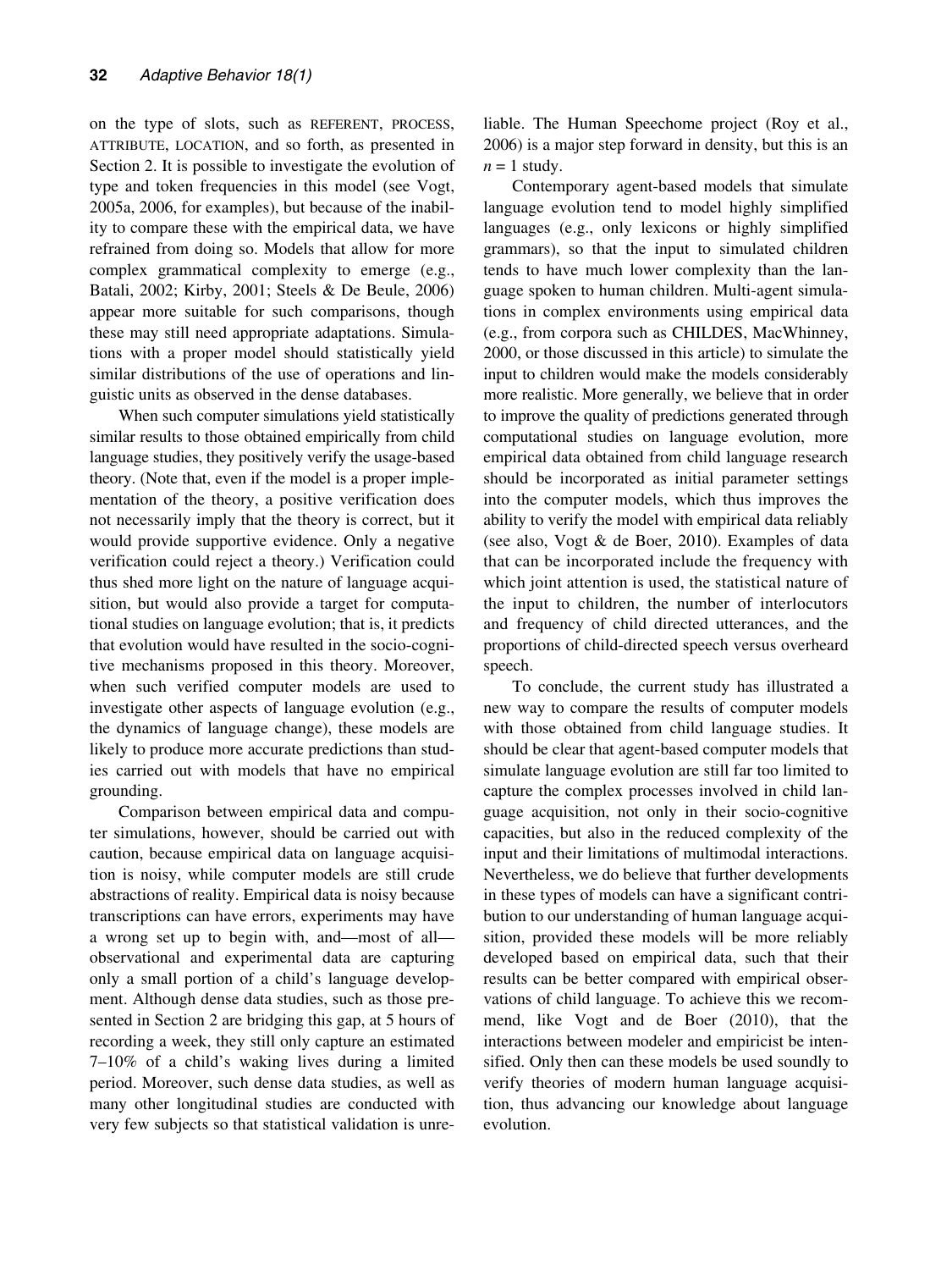on the type of slots, such as REFERENT, PROCESS, ATTRIBUTE, LOCATION, and so forth, as presented in Section 2. It is possible to investigate the evolution of type and token frequencies in this model (see Vogt, 2005a, 2006, for examples), but because of the inability to compare these with the empirical data, we have refrained from doing so. Models that allow for more complex grammatical complexity to emerge (e.g., Batali, 2002; Kirby, 2001; Steels & De Beule, 2006) appear more suitable for such comparisons, though these may still need appropriate adaptations. Simulations with a proper model should statistically yield similar distributions of the use of operations and linguistic units as observed in the dense databases.

When such computer simulations yield statistically similar results to those obtained empirically from child language studies, they positively verify the usage-based theory. (Note that, even if the model is a proper implementation of the theory, a positive verification does not necessarily imply that the theory is correct, but it would provide supportive evidence. Only a negative verification could reject a theory.) Verification could thus shed more light on the nature of language acquisition, but would also provide a target for computational studies on language evolution; that is, it predicts that evolution would have resulted in the socio-cognitive mechanisms proposed in this theory. Moreover, when such verified computer models are used to investigate other aspects of language evolution (e.g., the dynamics of language change), these models are likely to produce more accurate predictions than studies carried out with models that have no empirical grounding.

Comparison between empirical data and computer simulations, however, should be carried out with caution, because empirical data on language acquisition is noisy, while computer models are still crude abstractions of reality. Empirical data is noisy because transcriptions can have errors, experiments may have a wrong set up to begin with, and—most of all—observational and experimental data are capturing only a small portion of a child's language development. Although dense data studies, such as those presented in Section 2 are bridging this gap, at 5 hours of recording a week, they still only capture an estimated 7–10% of a child's waking lives during a limited period. Moreover, such dense data studies, as well as many other longitudinal studies are conducted with very few subjects so that statistical validation is unreliable. The Human Speechome project (Roy et al., 2006) is a major step forward in density, but this is an $n = 1$ study.

Contemporary agent-based models that simulate language evolution tend to model highly simplified languages (e.g., only lexicons or highly simplified grammars), so that the input to simulated children tends to have much lower complexity than the language spoken to human children. Multi-agent simulations in complex environments using empirical data (e.g., from corpora such as CHILDES, MacWhinney, 2000, or those discussed in this article) to simulate the input to children would make the models considerably more realistic. More generally, we believe that in order to improve the quality of predictions generated through computational studies on language evolution, more empirical data obtained from child language research should be incorporated as initial parameter settings into the computer models, which thus improves the ability to verify the model with empirical data reliably (see also, Vogt & de Boer, 2010). Examples of data that can be incorporated include the frequency with which joint attention is used, the statistical nature of the input to children, the number of interlocutors and frequency of child directed utterances, and the proportions of child-directed speech versus overheard speech.

To conclude, the current study has illustrated a new way to compare the results of computer models with those obtained from child language studies. It should be clear that agent-based computer models that simulate language evolution are still far too limited to capture the complex processes involved in child language acquisition, not only in their socio-cognitive capacities, but also in the reduced complexity of the input and their limitations of multimodal interactions. Nevertheless, we do believe that further developments in these types of models can have a significant contribution to our understanding of human language acquisition, provided these models will be more reliably developed based on empirical data, such that their results can be better compared with empirical observations of child language. To achieve this we recommend, like Vogt and de Boer (2010), that the interactions between modeler and empiricist be intensified. Only then can these models be used soundly to verify theories of modern human language acquisition, thus advancing our knowledge about language evolution.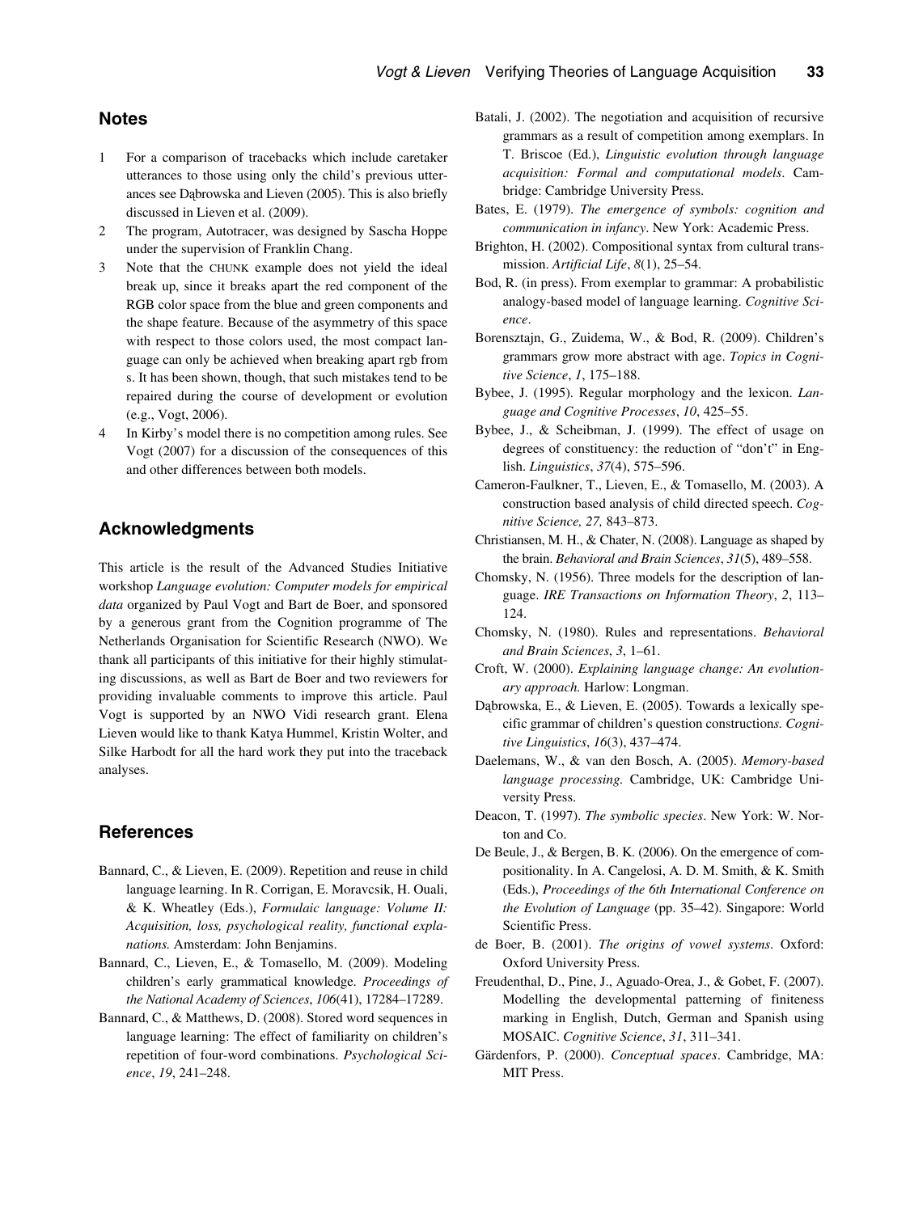## Notes

1. For a comparison of tracebacks which include caretaker utterances to those using only the child's previous utterances see Dąbrowska and Lieven (2005). This is also briefly discussed in Lieven et al. (2009).
2. The program, Autotracer, was designed by Sascha Hoppe under the supervision of Franklin Chang.
3. Note that the CHUNK example does not yield the ideal break up, since it breaks apart the red component of the RGB color space from the blue and green components and the shape feature. Because of the asymmetry of this space with respect to those colors used, the most compact language can only be achieved when breaking apart rgb from s. It has been shown, though, that such mistakes tend to be repaired during the course of development or evolution (e.g., Vogt, 2006).
4. In Kirby's model there is no competition among rules. See Vogt (2007) for a discussion of the consequences of this and other differences between both models.

## Acknowledgments

This article is the result of the Advanced Studies Initiative workshop *Language evolution: Computer models for empirical data* organized by Paul Vogt and Bart de Boer, and sponsored by a generous grant from the Cognition programme of The Netherlands Organisation for Scientific Research (NWO). We thank all participants of this initiative for their highly stimulating discussions, as well as Bart de Boer and two reviewers for providing invaluable comments to improve this article. Paul Vogt is supported by an NWO Vidi research grant. Elena Lieven would like to thank Katya Hummel, Kristin Wolter, and Silke Harbodt for all the hard work they put into the traceback analyses.

## References

Bannard, C., & Lieven, E. (2009). Repetition and reuse in child language learning. In R. Corrigan, E. Moravcsik, H. Ouali, & K. Wheatley (Eds.), *Formulaic language: Volume II: Acquisition, loss, psychological reality, functional explanations.* Amsterdam: John Benjamins.

Bannard, C., Lieven, E., & Tomasello, M. (2009). Modeling children's early grammatical knowledge. *Proceedings of the National Academy of Sciences*, *106*(41), 17284–17289.

Bannard, C., & Matthews, D. (2008). Stored word sequences in language learning: The effect of familiarity on children's repetition of four-word combinations. *Psychological Science*, *19*, 241–248.

Batali, J. (2002). The negotiation and acquisition of recursive grammars as a result of competition among exemplars. In T. Briscoe (Ed.), *Linguistic evolution through language acquisition: Formal and computational models*. Cambridge: Cambridge University Press.

Bates, E. (1979). *The emergence of symbols: cognition and communication in infancy*. New York: Academic Press.

Brighton, H. (2002). Compositional syntax from cultural transmission. *Artificial Life*, *8*(1), 25–54.

Bod, R. (in press). From exemplar to grammar: A probabilistic analogy-based model of language learning. *Cognitive Science*.

Borensztajn, G., Zuidema, W., & Bod, R. (2009). Children's grammars grow more abstract with age. *Topics in Cognitive Science*, *1*, 175–188.

Bybee, J. (1995). Regular morphology and the lexicon. *Language and Cognitive Processes*, *10*, 425–55.

Bybee, J., & Scheibman, J. (1999). The effect of usage on degrees of constituency: the reduction of "don't" in English. *Linguistics*, *37*(4), 575–596.

Cameron-Faulkner, T., Lieven, E., & Tomasello, M. (2003). A construction based analysis of child directed speech. *Cognitive Science, 27,* 843–873.

Christiansen, M. H., & Chater, N. (2008). Language as shaped by the brain. *Behavioral and Brain Sciences*, *31*(5), 489–558.

Chomsky, N. (1956). Three models for the description of language. *IRE Transactions on Information Theory*, *2*, 113–124.

Chomsky, N. (1980). Rules and representations. *Behavioral and Brain Sciences*, *3*, 1–61.

Croft, W. (2000). *Explaining language change: An evolutionary approach.* Harlow: Longman.

Dąbrowska, E., & Lieven, E. (2005). Towards a lexically specific grammar of children's question constructions. *Cognitive Linguistics*, *16*(3), 437–474.

Daelemans, W., & van den Bosch, A. (2005). *Memory-based language processing.* Cambridge, UK: Cambridge University Press.

Deacon, T. (1997). *The symbolic species*. New York: W. Norton and Co.

De Beule, J., & Bergen, B. K. (2006). On the emergence of compositionality. In A. Cangelosi, A. D. M. Smith, & K. Smith (Eds.), *Proceedings of the 6th International Conference on the Evolution of Language* (pp. 35–42). Singapore: World Scientific Press.

de Boer, B. (2001). *The origins of vowel systems*. Oxford: Oxford University Press.

Freudenthal, D., Pine, J., Aguado-Orea, J., & Gobet, F. (2007). Modelling the developmental patterning of finiteness marking in English, Dutch, German and Spanish using MOSAIC. *Cognitive Science*, *31*, 311–341.

Gärdenfors, P. (2000). *Conceptual spaces*. Cambridge, MA: MIT Press.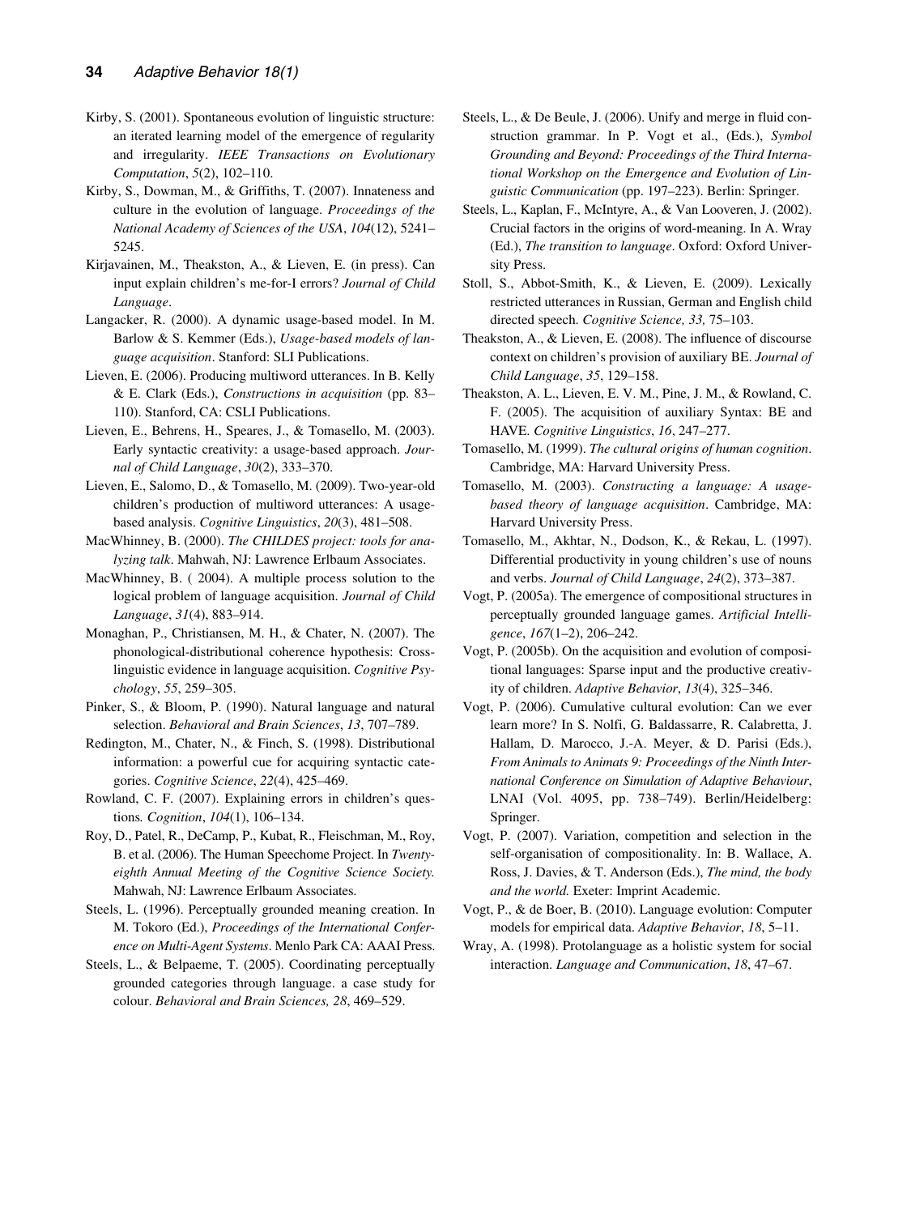Kirby, S. (2001). Spontaneous evolution of linguistic structure: an iterated learning model of the emergence of regularity and irregularity. *IEEE Transactions on Evolutionary Computation*, *5*(2), 102–110.

Kirby, S., Dowman, M., & Griffiths, T. (2007). Innateness and culture in the evolution of language. *Proceedings of the National Academy of Sciences of the USA*, *104*(12), 5241–5245.

Kirjavainen, M., Theakston, A., & Lieven, E. (in press). Can input explain children's me-for-I errors? *Journal of Child Language*.

Langacker, R. (2000). A dynamic usage-based model. In M. Barlow & S. Kemmer (Eds.), *Usage-based models of language acquisition*. Stanford: SLI Publications.

Lieven, E. (2006). Producing multiword utterances. In B. Kelly & E. Clark (Eds.), *Constructions in acquisition* (pp. 83–110). Stanford, CA: CSLI Publications.

Lieven, E., Behrens, H., Speares, J., & Tomasello, M. (2003). Early syntactic creativity: a usage-based approach. *Journal of Child Language*, *30*(2), 333–370.

Lieven, E., Salomo, D., & Tomasello, M. (2009). Two-year-old children's production of multiword utterances: A usage-based analysis. *Cognitive Linguistics*, *20*(3), 481–508.

MacWhinney, B. (2000). *The CHILDES project: tools for analyzing talk*. Mahwah, NJ: Lawrence Erlbaum Associates.

MacWhinney, B. ( 2004). A multiple process solution to the logical problem of language acquisition. *Journal of Child Language*, *31*(4), 883–914.

Monaghan, P., Christiansen, M. H., & Chater, N. (2007). The phonological-distributional coherence hypothesis: Cross-linguistic evidence in language acquisition. *Cognitive Psychology*, *55*, 259–305.

Pinker, S., & Bloom, P. (1990). Natural language and natural selection. *Behavioral and Brain Sciences*, *13*, 707–789.

Redington, M., Chater, N., & Finch, S. (1998). Distributional information: a powerful cue for acquiring syntactic categories. *Cognitive Science*, *22*(4), 425–469.

Rowland, C. F. (2007). Explaining errors in children's questions*. Cognition*, *104*(1), 106–134.

Roy, D., Patel, R., DeCamp, P., Kubat, R., Fleischman, M., Roy, B. et al. (2006). The Human Speechome Project. In *Twenty-eighth Annual Meeting of the Cognitive Science Society.* Mahwah, NJ: Lawrence Erlbaum Associates.

Steels, L. (1996). Perceptually grounded meaning creation. In M. Tokoro (Ed.), *Proceedings of the International Conference on Multi-Agent Systems*. Menlo Park CA: AAAI Press.

Steels, L., & Belpaeme, T. (2005). Coordinating perceptually grounded categories through language. a case study for colour. *Behavioral and Brain Sciences, 28*, 469–529.

Steels, L., & De Beule, J. (2006). Unify and merge in fluid construction grammar. In P. Vogt et al., (Eds.), *Symbol Grounding and Beyond: Proceedings of the Third International Workshop on the Emergence and Evolution of Linguistic Communication* (pp. 197–223). Berlin: Springer.

Steels, L., Kaplan, F., McIntyre, A., & Van Looveren, J. (2002). Crucial factors in the origins of word-meaning. In A. Wray (Ed.), *The transition to language*. Oxford: Oxford University Press.

Stoll, S., Abbot-Smith, K., & Lieven, E. (2009). Lexically restricted utterances in Russian, German and English child directed speech. *Cognitive Science, 33,* 75–103.

Theakston, A., & Lieven, E. (2008). The influence of discourse context on children's provision of auxiliary BE. *Journal of Child Language*, *35*, 129–158.

Theakston, A. L., Lieven, E. V. M., Pine, J. M., & Rowland, C. F. (2005). The acquisition of auxiliary Syntax: BE and HAVE. *Cognitive Linguistics*, *16*, 247–277.

Tomasello, M. (1999). *The cultural origins of human cognition*. Cambridge, MA: Harvard University Press.

Tomasello, M. (2003). *Constructing a language: A usage-based theory of language acquisition*. Cambridge, MA: Harvard University Press.

Tomasello, M., Akhtar, N., Dodson, K., & Rekau, L. (1997). Differential productivity in young children's use of nouns and verbs. *Journal of Child Language*, *24*(2), 373–387.

Vogt, P. (2005a). The emergence of compositional structures in perceptually grounded language games. *Artificial Intelligence*, *167*(1–2), 206–242.

Vogt, P. (2005b). On the acquisition and evolution of compositional languages: Sparse input and the productive creativity of children. *Adaptive Behavior*, *13*(4), 325–346.

Vogt, P. (2006). Cumulative cultural evolution: Can we ever learn more? In S. Nolfi, G. Baldassarre, R. Calabretta, J. Hallam, D. Marocco, J.-A. Meyer, & D. Parisi (Eds.), *From Animals to Animats 9: Proceedings of the Ninth International Conference on Simulation of Adaptive Behaviour*, LNAI (Vol. 4095, pp. 738–749). Berlin/Heidelberg: Springer.

Vogt, P. (2007). Variation, competition and selection in the self-organisation of compositionality. In: B. Wallace, A. Ross, J. Davies, & T. Anderson (Eds.), *The mind, the body and the world.* Exeter: Imprint Academic.

Vogt, P., & de Boer, B. (2010). Language evolution: Computer models for empirical data. *Adaptive Behavior*, *18*, 5–11.

Wray, A. (1998). Protolanguage as a holistic system for social interaction. *Language and Communication*, *18*, 47–67.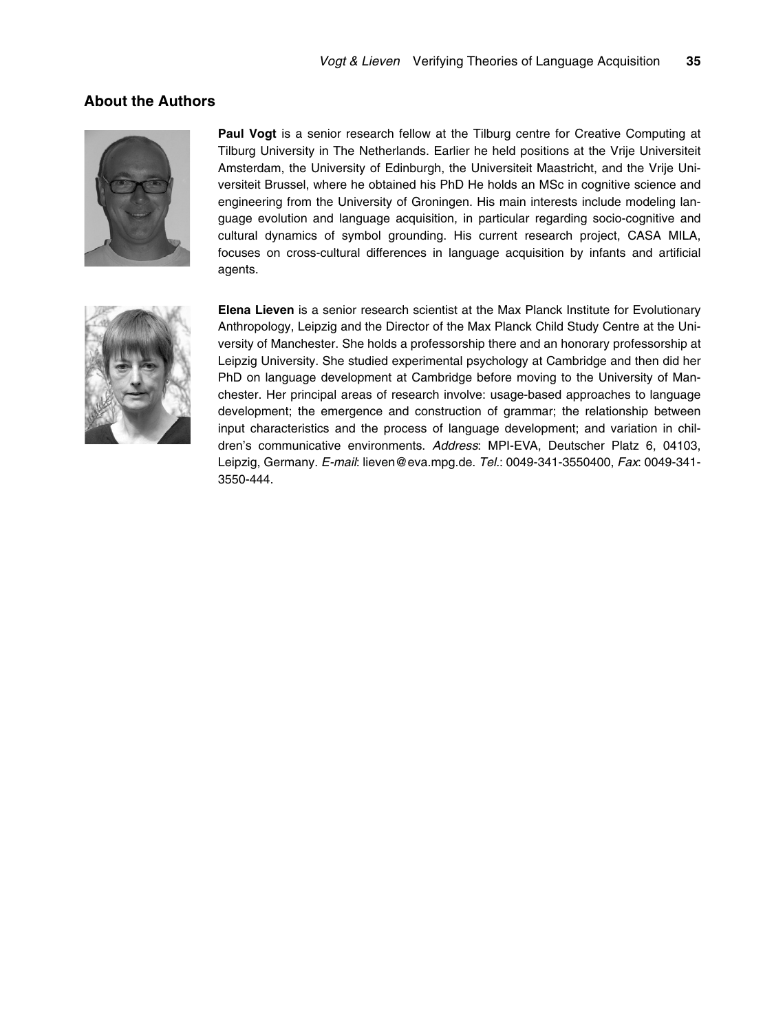## About the Authors

**Paul Vogt** is a senior research fellow at the Tilburg centre for Creative Computing at Tilburg University in The Netherlands. Earlier he held positions at the Vrije Universiteit Amsterdam, the University of Edinburgh, the Universiteit Maastricht, and the Vrije Universiteit Brussel, where he obtained his PhD He holds an MSc in cognitive science and engineering from the University of Groningen. His main interests include modeling language evolution and language acquisition, in particular regarding socio-cognitive and cultural dynamics of symbol grounding. His current research project, CASA MILA, focuses on cross-cultural differences in language acquisition by infants and artificial agents.

**Elena Lieven** is a senior research scientist at the Max Planck Institute for Evolutionary Anthropology, Leipzig and the Director of the Max Planck Child Study Centre at the University of Manchester. She holds a professorship there and an honorary professorship at Leipzig University. She studied experimental psychology at Cambridge and then did her PhD on language development at Cambridge before moving to the University of Manchester. Her principal areas of research involve: usage-based approaches to language development; the emergence and construction of grammar; the relationship between input characteristics and the process of language development; and variation in children's communicative environments. *Address*: MPI-EVA, Deutscher Platz 6, 04103, Leipzig, Germany. *E-mail*: lieven@eva.mpg.de. *Tel.*: 0049-341-3550400, *Fax*: 0049-341-3550-444.